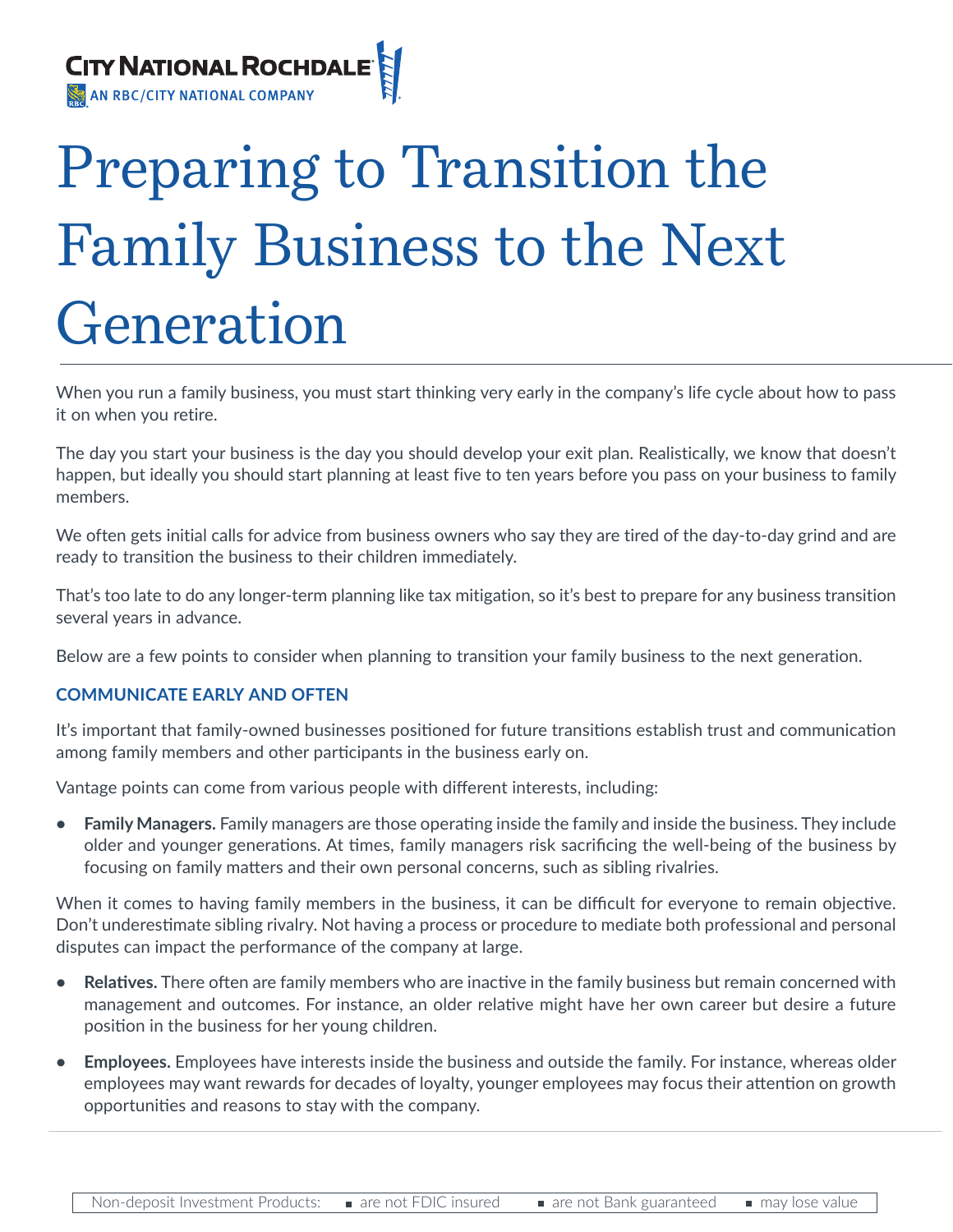CITY NATIONAL ROCHDALE
AN RBC/CITY NATIONAL COMPANY

# Preparing to Transition the Family Business to the Next Generation

When you run a family business, you must start thinking very early in the company's life cycle about how to pass it on when you retire.

The day you start your business is the day you should develop your exit plan. Realistically, we know that doesn't happen, but ideally you should start planning at least five to ten years before you pass on your business to family members.

We often gets initial calls for advice from business owners who say they are tired of the day-to-day grind and are ready to transition the business to their children immediately.

That's too late to do any longer-term planning like tax mitigation, so it's best to prepare for any business transition several years in advance.

Below are a few points to consider when planning to transition your family business to the next generation.

## COMMUNICATE EARLY AND OFTEN

It's important that family-owned businesses positioned for future transitions establish trust and communication among family members and other participants in the business early on.

Vantage points can come from various people with different interests, including:

- **Family Managers.** Family managers are those operating inside the family and inside the business. They include older and younger generations. At times, family managers risk sacrificing the well-being of the business by focusing on family matters and their own personal concerns, such as sibling rivalries.

When it comes to having family members in the business, it can be difficult for everyone to remain objective. Don't underestimate sibling rivalry. Not having a process or procedure to mediate both professional and personal disputes can impact the performance of the company at large.

- **Relatives.** There often are family members who are inactive in the family business but remain concerned with management and outcomes. For instance, an older relative might have her own career but desire a future position in the business for her young children.
- **Employees.** Employees have interests inside the business and outside the family. For instance, whereas older employees may want rewards for decades of loyalty, younger employees may focus their attention on growth opportunities and reasons to stay with the company.

Non-deposit Investment Products: ▪ are not FDIC insured ▪ are not Bank guaranteed ▪ may lose value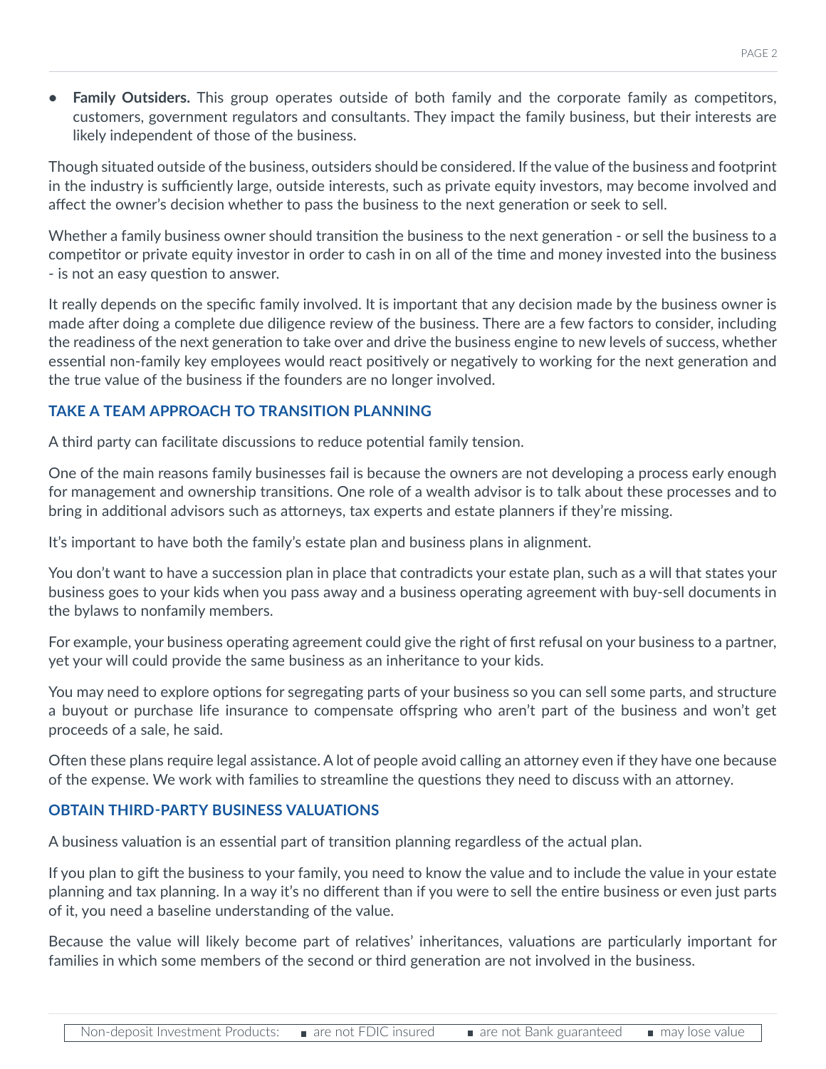- **Family Outsiders.** This group operates outside of both family and the corporate family as competitors, customers, government regulators and consultants. They impact the family business, but their interests are likely independent of those of the business.

Though situated outside of the business, outsiders should be considered. If the value of the business and footprint in the industry is sufficiently large, outside interests, such as private equity investors, may become involved and affect the owner's decision whether to pass the business to the next generation or seek to sell.

Whether a family business owner should transition the business to the next generation - or sell the business to a competitor or private equity investor in order to cash in on all of the time and money invested into the business - is not an easy question to answer.

It really depends on the specific family involved. It is important that any decision made by the business owner is made after doing a complete due diligence review of the business. There are a few factors to consider, including the readiness of the next generation to take over and drive the business engine to new levels of success, whether essential non-family key employees would react positively or negatively to working for the next generation and the true value of the business if the founders are no longer involved.

## TAKE A TEAM APPROACH TO TRANSITION PLANNING

A third party can facilitate discussions to reduce potential family tension.

One of the main reasons family businesses fail is because the owners are not developing a process early enough for management and ownership transitions. One role of a wealth advisor is to talk about these processes and to bring in additional advisors such as attorneys, tax experts and estate planners if they're missing.

It's important to have both the family's estate plan and business plans in alignment.

You don't want to have a succession plan in place that contradicts your estate plan, such as a will that states your business goes to your kids when you pass away and a business operating agreement with buy-sell documents in the bylaws to nonfamily members.

For example, your business operating agreement could give the right of first refusal on your business to a partner, yet your will could provide the same business as an inheritance to your kids.

You may need to explore options for segregating parts of your business so you can sell some parts, and structure a buyout or purchase life insurance to compensate offspring who aren't part of the business and won't get proceeds of a sale, he said.

Often these plans require legal assistance. A lot of people avoid calling an attorney even if they have one because of the expense. We work with families to streamline the questions they need to discuss with an attorney.

## OBTAIN THIRD-PARTY BUSINESS VALUATIONS

A business valuation is an essential part of transition planning regardless of the actual plan.

If you plan to gift the business to your family, you need to know the value and to include the value in your estate planning and tax planning. In a way it's no different than if you were to sell the entire business or even just parts of it, you need a baseline understanding of the value.

Because the value will likely become part of relatives' inheritances, valuations are particularly important for families in which some members of the second or third generation are not involved in the business.

Non-deposit Investment Products: ■ are not FDIC insured ■ are not Bank guaranteed ■ may lose value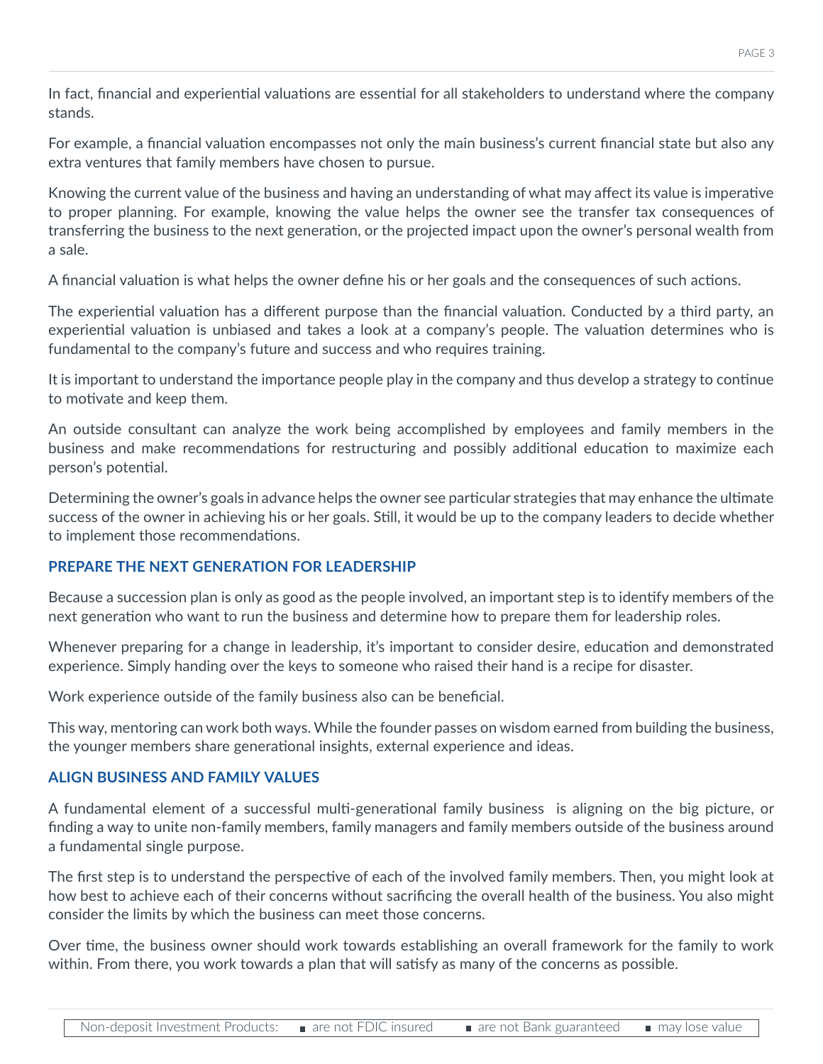In fact, financial and experiential valuations are essential for all stakeholders to understand where the company stands.

For example, a financial valuation encompasses not only the main business's current financial state but also any extra ventures that family members have chosen to pursue.

Knowing the current value of the business and having an understanding of what may affect its value is imperative to proper planning. For example, knowing the value helps the owner see the transfer tax consequences of transferring the business to the next generation, or the projected impact upon the owner's personal wealth from a sale.

A financial valuation is what helps the owner define his or her goals and the consequences of such actions.

The experiential valuation has a different purpose than the financial valuation. Conducted by a third party, an experiential valuation is unbiased and takes a look at a company's people. The valuation determines who is fundamental to the company's future and success and who requires training.

It is important to understand the importance people play in the company and thus develop a strategy to continue to motivate and keep them.

An outside consultant can analyze the work being accomplished by employees and family members in the business and make recommendations for restructuring and possibly additional education to maximize each person's potential.

Determining the owner's goals in advance helps the owner see particular strategies that may enhance the ultimate success of the owner in achieving his or her goals. Still, it would be up to the company leaders to decide whether to implement those recommendations.

## PREPARE THE NEXT GENERATION FOR LEADERSHIP

Because a succession plan is only as good as the people involved, an important step is to identify members of the next generation who want to run the business and determine how to prepare them for leadership roles.

Whenever preparing for a change in leadership, it's important to consider desire, education and demonstrated experience. Simply handing over the keys to someone who raised their hand is a recipe for disaster.

Work experience outside of the family business also can be beneficial.

This way, mentoring can work both ways. While the founder passes on wisdom earned from building the business, the younger members share generational insights, external experience and ideas.

## ALIGN BUSINESS AND FAMILY VALUES

A fundamental element of a successful multi-generational family business is aligning on the big picture, or finding a way to unite non-family members, family managers and family members outside of the business around a fundamental single purpose.

The first step is to understand the perspective of each of the involved family members. Then, you might look at how best to achieve each of their concerns without sacrificing the overall health of the business. You also might consider the limits by which the business can meet those concerns.

Over time, the business owner should work towards establishing an overall framework for the family to work within. From there, you work towards a plan that will satisfy as many of the concerns as possible.

| Non-deposit Investment Products: | ■ are not FDIC insured | ■ are not Bank guaranteed | ■ may lose value |
|---|---|---|---|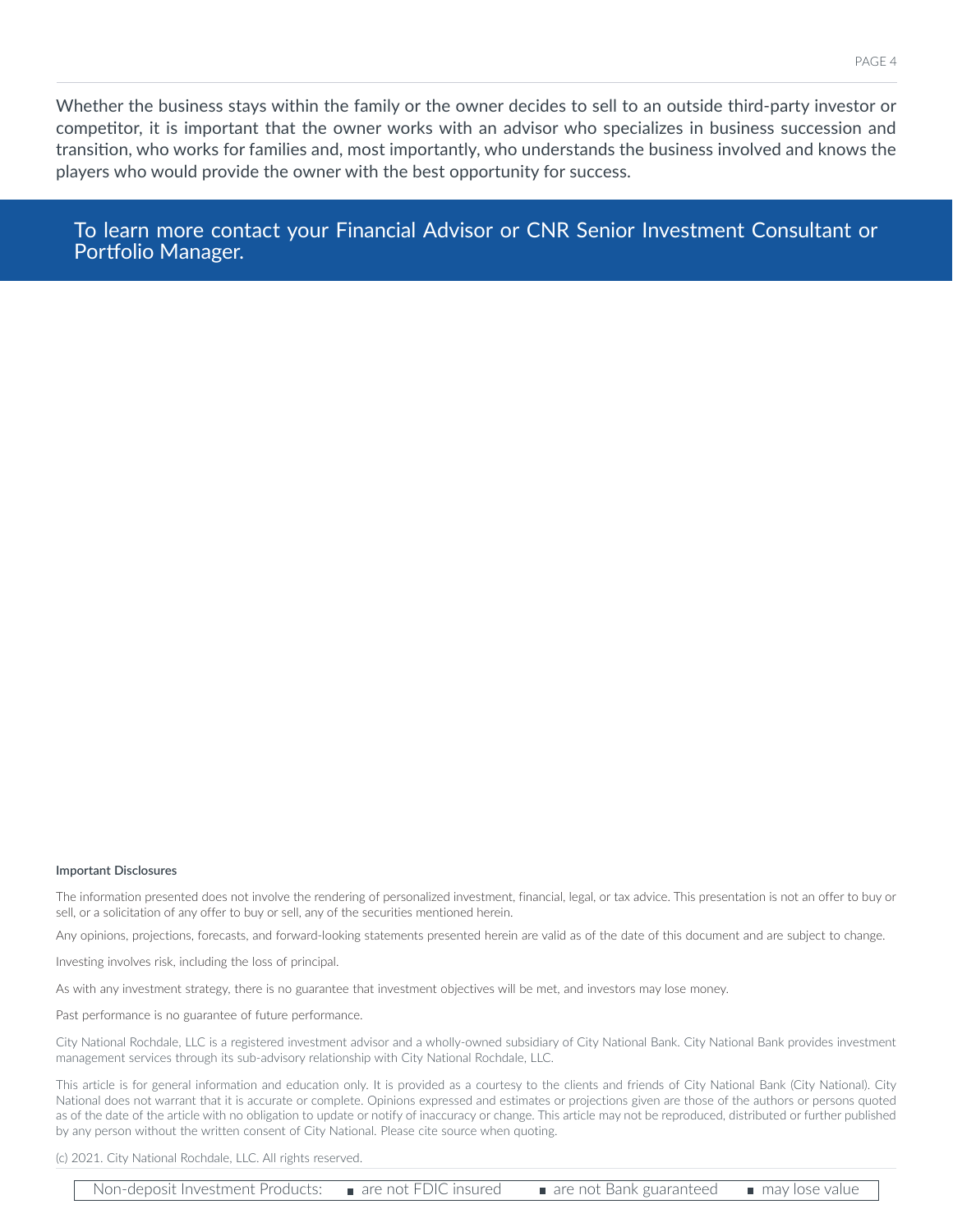Whether the business stays within the family or the owner decides to sell to an outside third-party investor or competitor, it is important that the owner works with an advisor who specializes in business succession and transition, who works for families and, most importantly, who understands the business involved and knows the players who would provide the owner with the best opportunity for success.

To learn more contact your Financial Advisor or CNR Senior Investment Consultant or Portfolio Manager.

**Important Disclosures**

The information presented does not involve the rendering of personalized investment, financial, legal, or tax advice. This presentation is not an offer to buy or sell, or a solicitation of any offer to buy or sell, any of the securities mentioned herein.

Any opinions, projections, forecasts, and forward-looking statements presented herein are valid as of the date of this document and are subject to change.

Investing involves risk, including the loss of principal.

As with any investment strategy, there is no guarantee that investment objectives will be met, and investors may lose money.

Past performance is no guarantee of future performance.

City National Rochdale, LLC is a registered investment advisor and a wholly-owned subsidiary of City National Bank. City National Bank provides investment management services through its sub-advisory relationship with City National Rochdale, LLC.

This article is for general information and education only. It is provided as a courtesy to the clients and friends of City National Bank (City National). City National does not warrant that it is accurate or complete. Opinions expressed and estimates or projections given are those of the authors or persons quoted as of the date of the article with no obligation to update or notify of inaccuracy or change. This article may not be reproduced, distributed or further published by any person without the written consent of City National. Please cite source when quoting.

(c) 2021. City National Rochdale, LLC. All rights reserved.

Non-deposit Investment Products: ■ are not FDIC insured ■ are not Bank guaranteed ■ may lose value